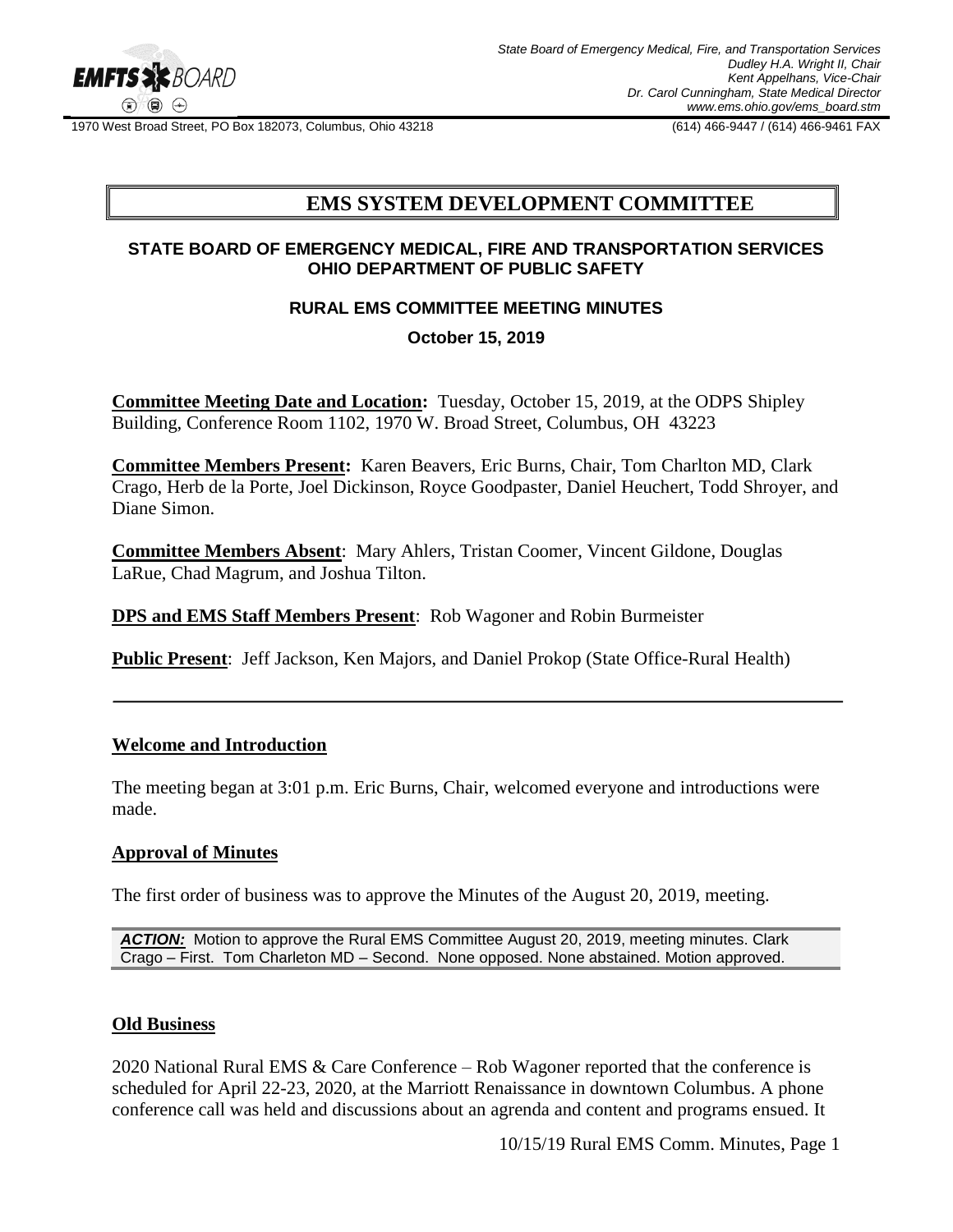State Board of Emergency Medical, Fire, and Transportation Services
Dudley H.A. Wright II, Chair
Kent Appelhans, Vice-Chair
Dr. Carol Cunningham, State Medical Director
www.ems.ohio.gov/ems_board.stm

1970 West Broad Street, PO Box 182073, Columbus, Ohio 43218 (614) 466-9447 / (614) 466-9461 FAX

# EMS SYSTEM DEVELOPMENT COMMITTEE

## STATE BOARD OF EMERGENCY MEDICAL, FIRE AND TRANSPORTATION SERVICES OHIO DEPARTMENT OF PUBLIC SAFETY

### RURAL EMS COMMITTEE MEETING MINUTES

**October 15, 2019**

**Committee Meeting Date and Location:** Tuesday, October 15, 2019, at the ODPS Shipley Building, Conference Room 1102, 1970 W. Broad Street, Columbus, OH 43223

**Committee Members Present:** Karen Beavers, Eric Burns, Chair, Tom Charlton MD, Clark Crago, Herb de la Porte, Joel Dickinson, Royce Goodpaster, Daniel Heuchert, Todd Shroyer, and Diane Simon.

**Committee Members Absent**: Mary Ahlers, Tristan Coomer, Vincent Gildone, Douglas LaRue, Chad Magrum, and Joshua Tilton.

**DPS and EMS Staff Members Present**: Rob Wagoner and Robin Burmeister

**Public Present**: Jeff Jackson, Ken Majors, and Daniel Prokop (State Office-Rural Health)

---

**Welcome and Introduction**

The meeting began at 3:01 p.m. Eric Burns, Chair, welcomed everyone and introductions were made.

**Approval of Minutes**

The first order of business was to approve the Minutes of the August 20, 2019, meeting.

> ***ACTION:*** Motion to approve the Rural EMS Committee August 20, 2019, meeting minutes. Clark Crago – First. Tom Charleton MD – Second. None opposed. None abstained. Motion approved.

**Old Business**

2020 National Rural EMS & Care Conference – Rob Wagoner reported that the conference is scheduled for April 22-23, 2020, at the Marriott Renaissance in downtown Columbus. A phone conference call was held and discussions about an agrenda and content and programs ensued. It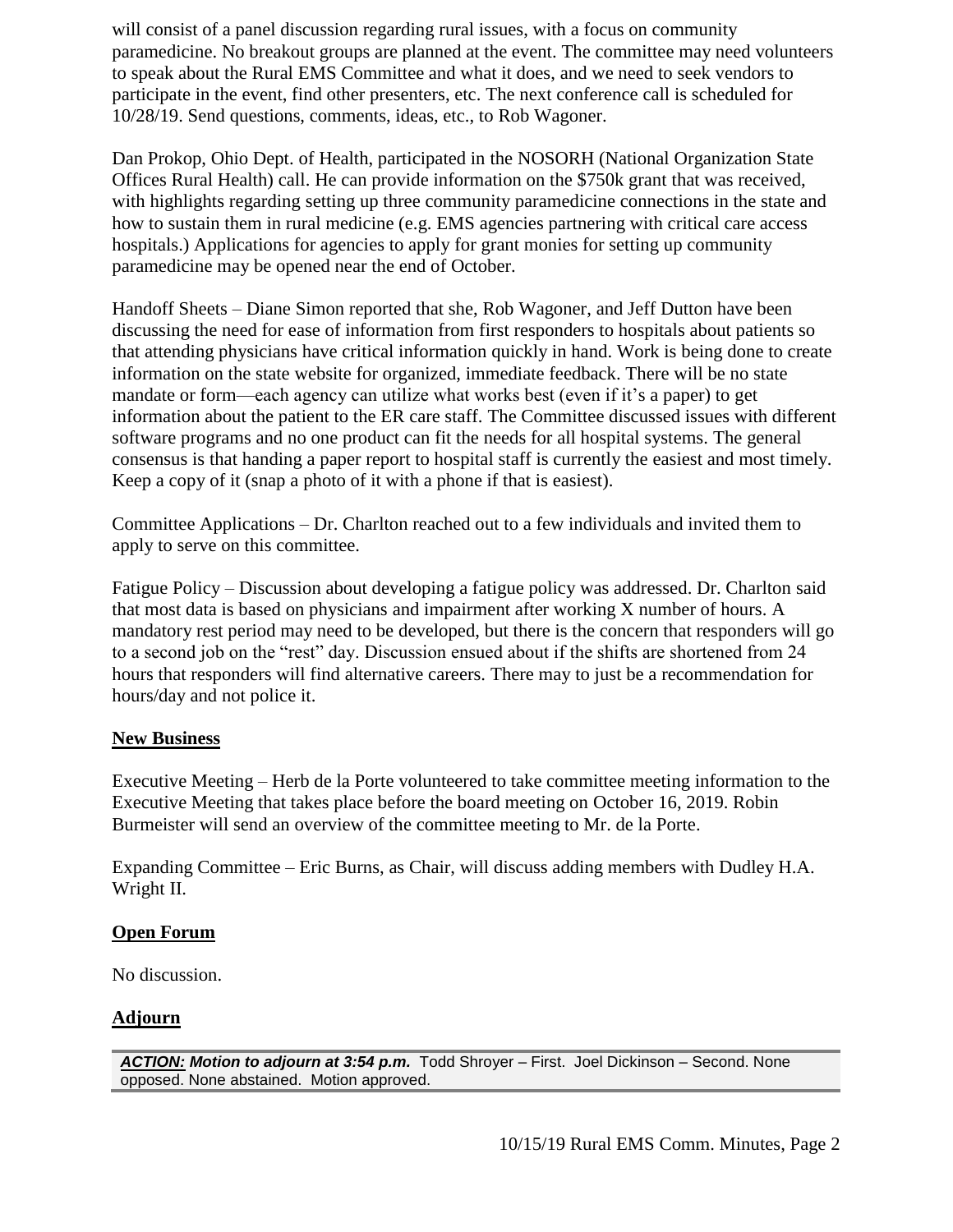will consist of a panel discussion regarding rural issues, with a focus on community paramedicine. No breakout groups are planned at the event. The committee may need volunteers to speak about the Rural EMS Committee and what it does, and we need to seek vendors to participate in the event, find other presenters, etc. The next conference call is scheduled for 10/28/19. Send questions, comments, ideas, etc., to Rob Wagoner.

Dan Prokop, Ohio Dept. of Health, participated in the NOSORH (National Organization State Offices Rural Health) call. He can provide information on the $750k grant that was received, with highlights regarding setting up three community paramedicine connections in the state and how to sustain them in rural medicine (e.g. EMS agencies partnering with critical care access hospitals.) Applications for agencies to apply for grant monies for setting up community paramedicine may be opened near the end of October.

Handoff Sheets – Diane Simon reported that she, Rob Wagoner, and Jeff Dutton have been discussing the need for ease of information from first responders to hospitals about patients so that attending physicians have critical information quickly in hand. Work is being done to create information on the state website for organized, immediate feedback. There will be no state mandate or form—each agency can utilize what works best (even if it's a paper) to get information about the patient to the ER care staff. The Committee discussed issues with different software programs and no one product can fit the needs for all hospital systems. The general consensus is that handing a paper report to hospital staff is currently the easiest and most timely. Keep a copy of it (snap a photo of it with a phone if that is easiest).

Committee Applications – Dr. Charlton reached out to a few individuals and invited them to apply to serve on this committee.

Fatigue Policy – Discussion about developing a fatigue policy was addressed. Dr. Charlton said that most data is based on physicians and impairment after working X number of hours. A mandatory rest period may need to be developed, but there is the concern that responders will go to a second job on the "rest" day. Discussion ensued about if the shifts are shortened from 24 hours that responders will find alternative careers. There may to just be a recommendation for hours/day and not police it.

## New Business

Executive Meeting – Herb de la Porte volunteered to take committee meeting information to the Executive Meeting that takes place before the board meeting on October 16, 2019. Robin Burmeister will send an overview of the committee meeting to Mr. de la Porte.

Expanding Committee – Eric Burns, as Chair, will discuss adding members with Dudley H.A. Wright II.

## Open Forum

No discussion.

## Adjourn

***ACTION:*** ***Motion to adjourn at 3:54 p.m.*** Todd Shroyer – First. Joel Dickinson – Second. None opposed. None abstained. Motion approved.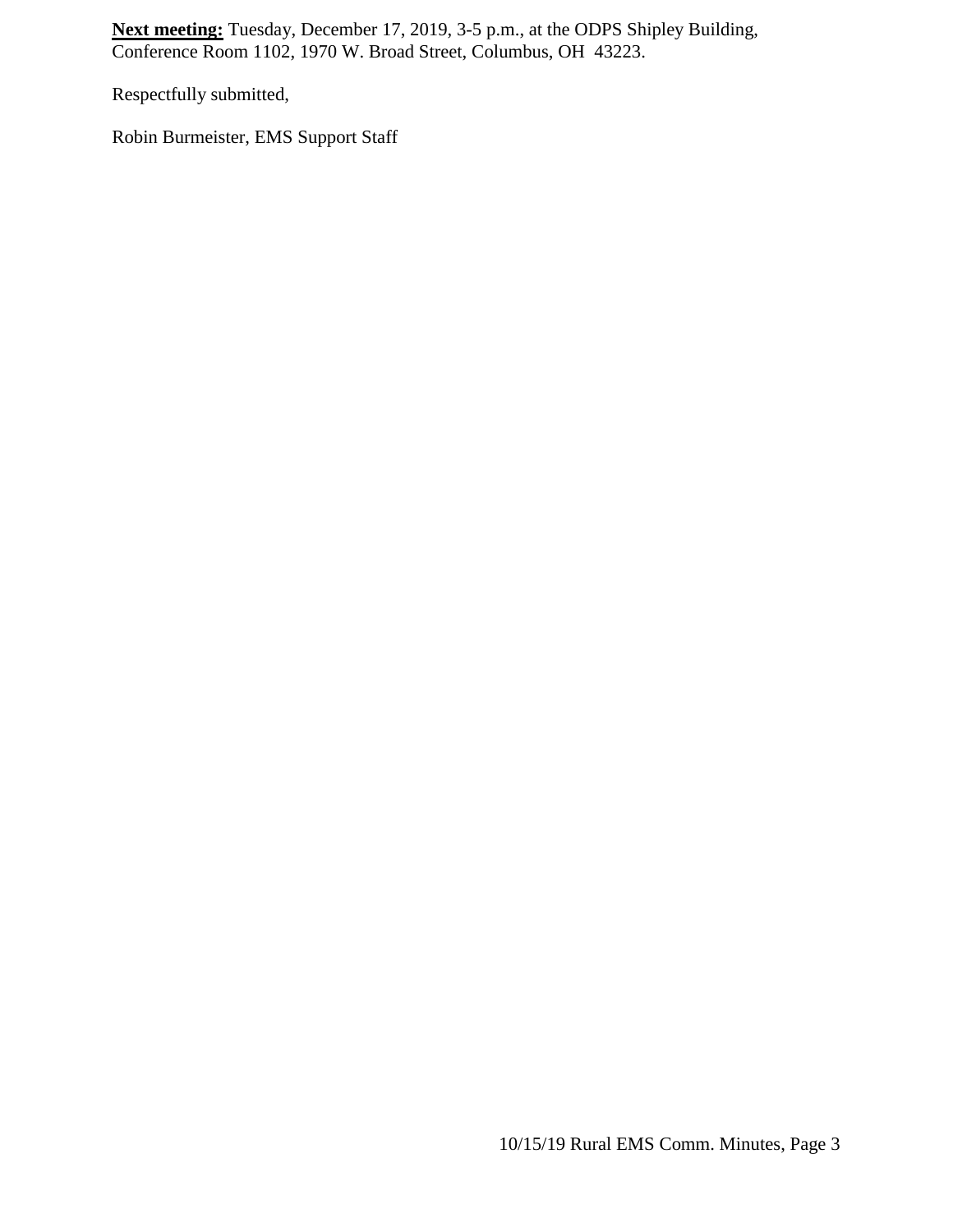**Next meeting:** Tuesday, December 17, 2019, 3-5 p.m., at the ODPS Shipley Building, Conference Room 1102, 1970 W. Broad Street, Columbus, OH 43223.

Respectfully submitted,

Robin Burmeister, EMS Support Staff